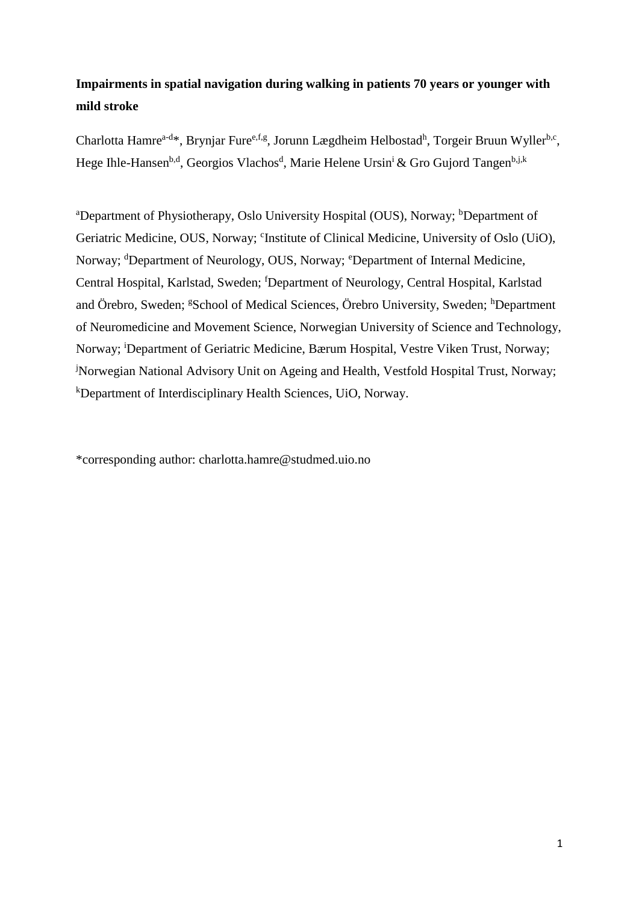**Impairments in spatial navigation during walking in patients 70 years or younger with mild stroke**

Charlotta Hamre[a-d]*, Brynjar Fure[e,f,g], Jorunn Lægdheim Helbostad[h], Torgeir Bruun Wyller[b,c], Hege Ihle-Hansen[b,d], Georgios Vlachos[d], Marie Helene Ursin[i] & Gro Gujord Tangen[b,j,k]

[a]Department of Physiotherapy, Oslo University Hospital (OUS), Norway; [b]Department of Geriatric Medicine, OUS, Norway; [c]Institute of Clinical Medicine, University of Oslo (UiO), Norway; [d]Department of Neurology, OUS, Norway; [e]Department of Internal Medicine, Central Hospital, Karlstad, Sweden; [f]Department of Neurology, Central Hospital, Karlstad and Örebro, Sweden; [g]School of Medical Sciences, Örebro University, Sweden; [h]Department of Neuromedicine and Movement Science, Norwegian University of Science and Technology, Norway; [i]Department of Geriatric Medicine, Bærum Hospital, Vestre Viken Trust, Norway; [j]Norwegian National Advisory Unit on Ageing and Health, Vestfold Hospital Trust, Norway; [k]Department of Interdisciplinary Health Sciences, UiO, Norway.

*corresponding author: charlotta.hamre@studmed.uio.no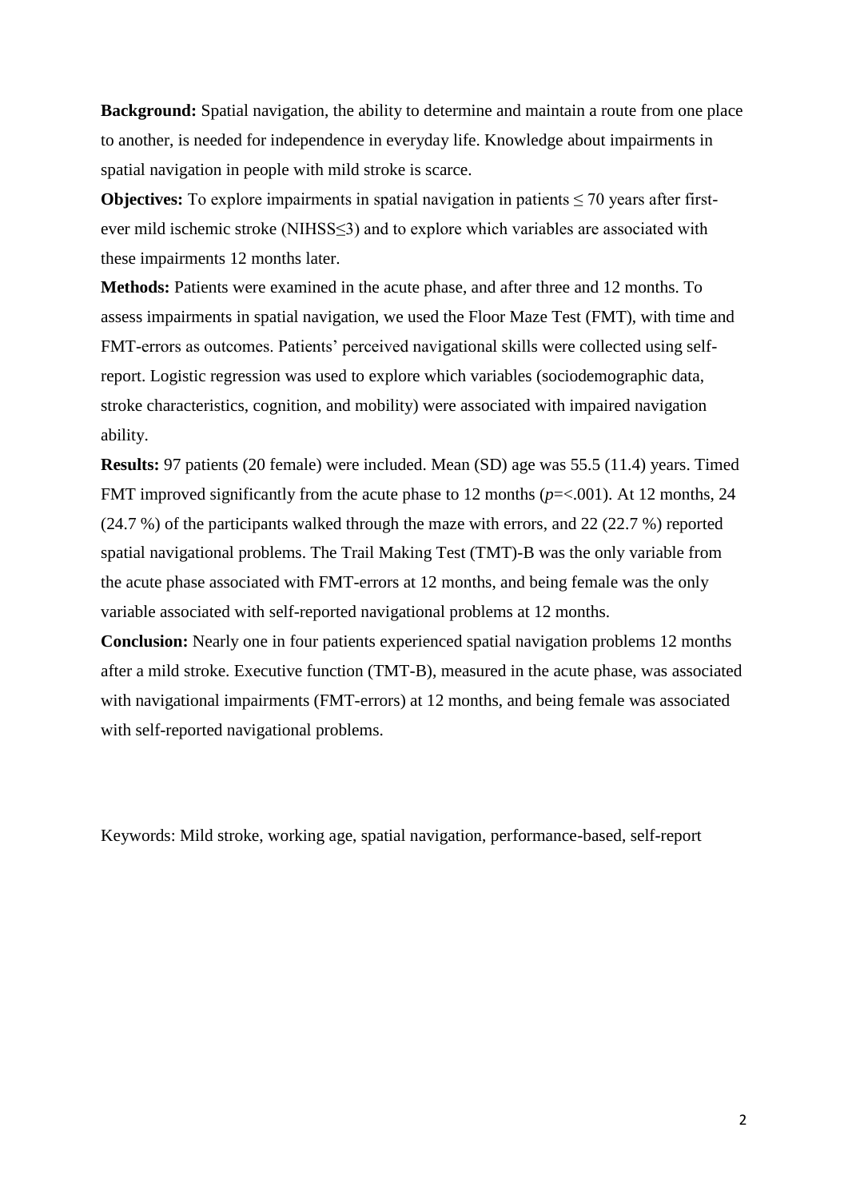**Background:** Spatial navigation, the ability to determine and maintain a route from one place to another, is needed for independence in everyday life. Knowledge about impairments in spatial navigation in people with mild stroke is scarce.

**Objectives:** To explore impairments in spatial navigation in patients ≤ 70 years after first-ever mild ischemic stroke (NIHSS≤3) and to explore which variables are associated with these impairments 12 months later.

**Methods:** Patients were examined in the acute phase, and after three and 12 months. To assess impairments in spatial navigation, we used the Floor Maze Test (FMT), with time and FMT-errors as outcomes. Patients' perceived navigational skills were collected using self-report. Logistic regression was used to explore which variables (sociodemographic data, stroke characteristics, cognition, and mobility) were associated with impaired navigation ability.

**Results:** 97 patients (20 female) were included. Mean (SD) age was 55.5 (11.4) years. Timed FMT improved significantly from the acute phase to 12 months (*p*=<.001). At 12 months, 24 (24.7 %) of the participants walked through the maze with errors, and 22 (22.7 %) reported spatial navigational problems. The Trail Making Test (TMT)-B was the only variable from the acute phase associated with FMT-errors at 12 months, and being female was the only variable associated with self-reported navigational problems at 12 months.

**Conclusion:** Nearly one in four patients experienced spatial navigation problems 12 months after a mild stroke. Executive function (TMT-B), measured in the acute phase, was associated with navigational impairments (FMT-errors) at 12 months, and being female was associated with self-reported navigational problems.

Keywords: Mild stroke, working age, spatial navigation, performance-based, self-report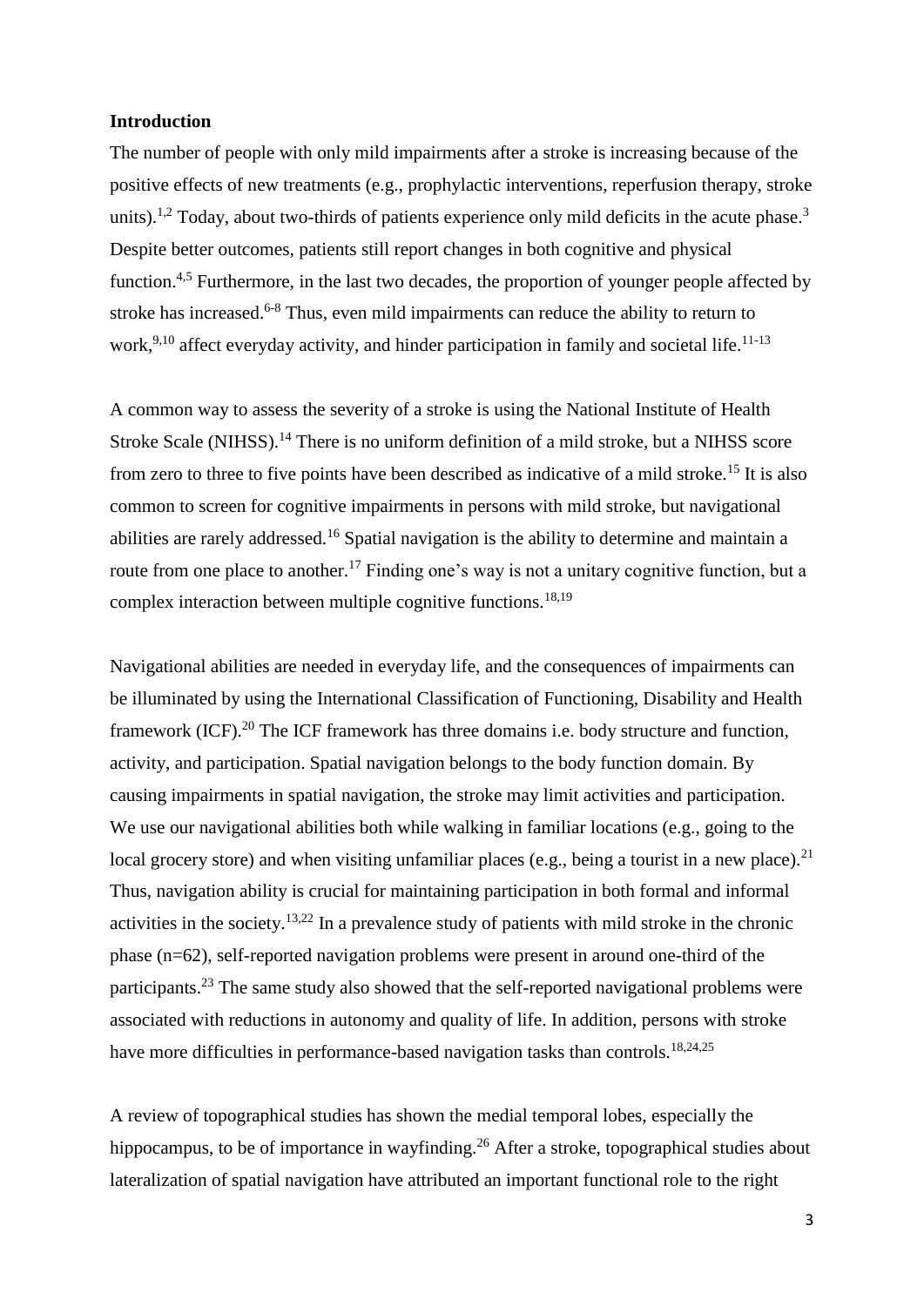## Introduction

The number of people with only mild impairments after a stroke is increasing because of the positive effects of new treatments (e.g., prophylactic interventions, reperfusion therapy, stroke units).[1,2] Today, about two-thirds of patients experience only mild deficits in the acute phase.[3] Despite better outcomes, patients still report changes in both cognitive and physical function.[4,5] Furthermore, in the last two decades, the proportion of younger people affected by stroke has increased.[6-8] Thus, even mild impairments can reduce the ability to return to work,[9,10] affect everyday activity, and hinder participation in family and societal life.[11-13]

A common way to assess the severity of a stroke is using the National Institute of Health Stroke Scale (NIHSS).[14] There is no uniform definition of a mild stroke, but a NIHSS score from zero to three to five points have been described as indicative of a mild stroke.[15] It is also common to screen for cognitive impairments in persons with mild stroke, but navigational abilities are rarely addressed.[16] Spatial navigation is the ability to determine and maintain a route from one place to another.[17] Finding one's way is not a unitary cognitive function, but a complex interaction between multiple cognitive functions.[18,19]

Navigational abilities are needed in everyday life, and the consequences of impairments can be illuminated by using the International Classification of Functioning, Disability and Health framework (ICF).[20] The ICF framework has three domains i.e. body structure and function, activity, and participation. Spatial navigation belongs to the body function domain. By causing impairments in spatial navigation, the stroke may limit activities and participation. We use our navigational abilities both while walking in familiar locations (e.g., going to the local grocery store) and when visiting unfamiliar places (e.g., being a tourist in a new place).[21] Thus, navigation ability is crucial for maintaining participation in both formal and informal activities in the society.[13,22] In a prevalence study of patients with mild stroke in the chronic phase (n=62), self-reported navigation problems were present in around one-third of the participants.[23] The same study also showed that the self-reported navigational problems were associated with reductions in autonomy and quality of life. In addition, persons with stroke have more difficulties in performance-based navigation tasks than controls.[18,24,25]

A review of topographical studies has shown the medial temporal lobes, especially the hippocampus, to be of importance in wayfinding.[26] After a stroke, topographical studies about lateralization of spatial navigation have attributed an important functional role to the right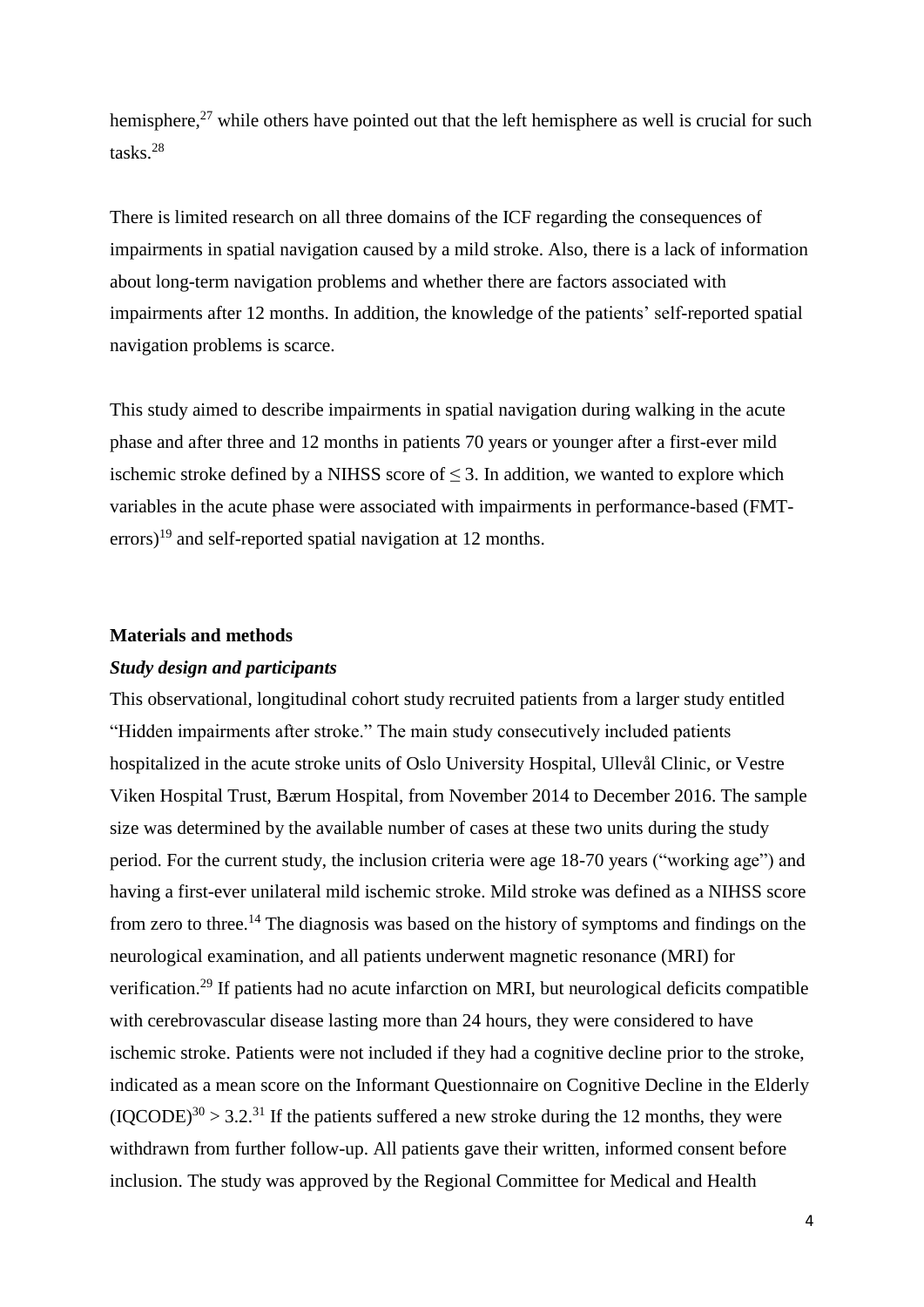hemisphere,[27] while others have pointed out that the left hemisphere as well is crucial for such tasks.[28]

There is limited research on all three domains of the ICF regarding the consequences of impairments in spatial navigation caused by a mild stroke. Also, there is a lack of information about long-term navigation problems and whether there are factors associated with impairments after 12 months. In addition, the knowledge of the patients' self-reported spatial navigation problems is scarce.

This study aimed to describe impairments in spatial navigation during walking in the acute phase and after three and 12 months in patients 70 years or younger after a first-ever mild ischemic stroke defined by a NIHSS score of $\leq 3$. In addition, we wanted to explore which variables in the acute phase were associated with impairments in performance-based (FMT-errors)[19] and self-reported spatial navigation at 12 months.

## Materials and methods

### *Study design and participants*

This observational, longitudinal cohort study recruited patients from a larger study entitled "Hidden impairments after stroke." The main study consecutively included patients hospitalized in the acute stroke units of Oslo University Hospital, Ullevål Clinic, or Vestre Viken Hospital Trust, Bærum Hospital, from November 2014 to December 2016. The sample size was determined by the available number of cases at these two units during the study period. For the current study, the inclusion criteria were age 18-70 years ("working age") and having a first-ever unilateral mild ischemic stroke. Mild stroke was defined as a NIHSS score from zero to three.[14] The diagnosis was based on the history of symptoms and findings on the neurological examination, and all patients underwent magnetic resonance (MRI) for verification.[29] If patients had no acute infarction on MRI, but neurological deficits compatible with cerebrovascular disease lasting more than 24 hours, they were considered to have ischemic stroke. Patients were not included if they had a cognitive decline prior to the stroke, indicated as a mean score on the Informant Questionnaire on Cognitive Decline in the Elderly (IQCODE)[30] > 3.2.[31] If the patients suffered a new stroke during the 12 months, they were withdrawn from further follow-up. All patients gave their written, informed consent before inclusion. The study was approved by the Regional Committee for Medical and Health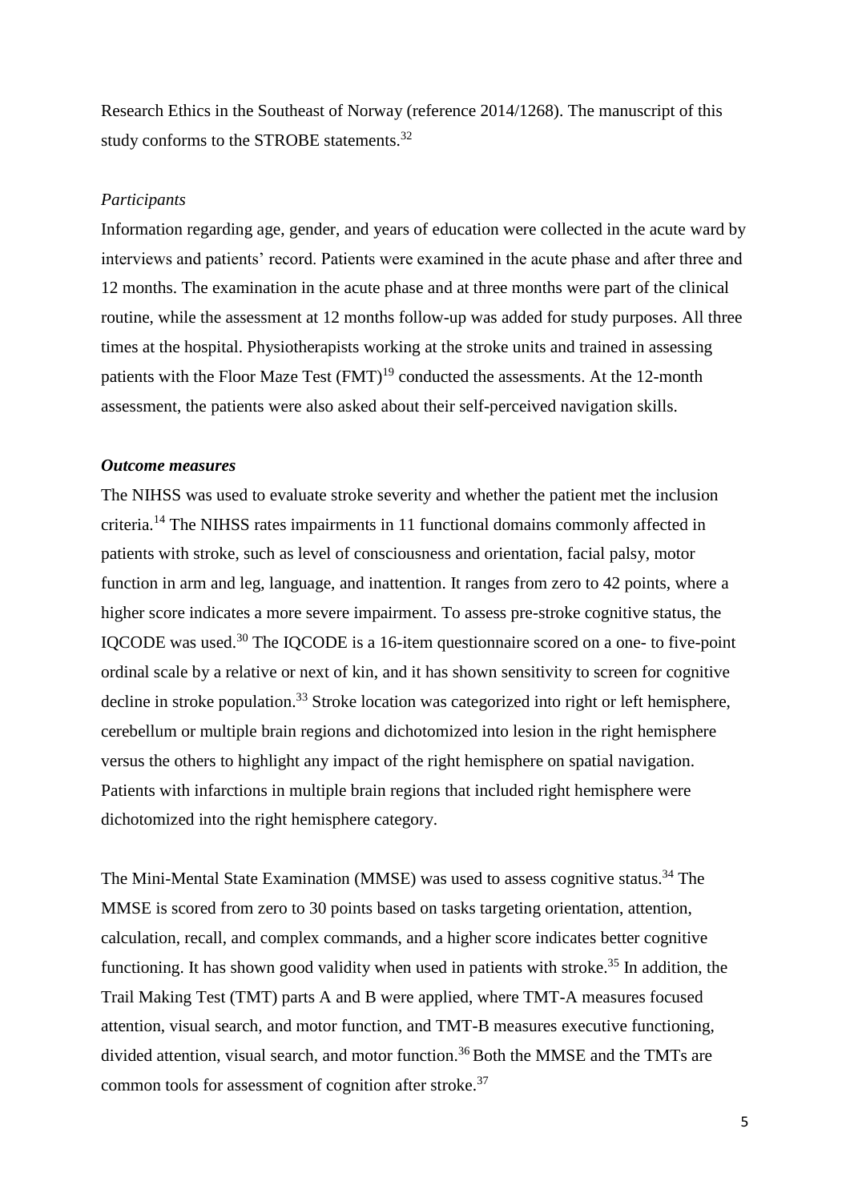Research Ethics in the Southeast of Norway (reference 2014/1268). The manuscript of this study conforms to the STROBE statements.[32]

*Participants*

Information regarding age, gender, and years of education were collected in the acute ward by interviews and patients' record. Patients were examined in the acute phase and after three and 12 months. The examination in the acute phase and at three months were part of the clinical routine, while the assessment at 12 months follow-up was added for study purposes. All three times at the hospital. Physiotherapists working at the stroke units and trained in assessing patients with the Floor Maze Test (FMT)[19] conducted the assessments. At the 12-month assessment, the patients were also asked about their self-perceived navigation skills.

***Outcome measures***

The NIHSS was used to evaluate stroke severity and whether the patient met the inclusion criteria.[14] The NIHSS rates impairments in 11 functional domains commonly affected in patients with stroke, such as level of consciousness and orientation, facial palsy, motor function in arm and leg, language, and inattention. It ranges from zero to 42 points, where a higher score indicates a more severe impairment. To assess pre-stroke cognitive status, the IQCODE was used.[30] The IQCODE is a 16-item questionnaire scored on a one- to five-point ordinal scale by a relative or next of kin, and it has shown sensitivity to screen for cognitive decline in stroke population.[33] Stroke location was categorized into right or left hemisphere, cerebellum or multiple brain regions and dichotomized into lesion in the right hemisphere versus the others to highlight any impact of the right hemisphere on spatial navigation. Patients with infarctions in multiple brain regions that included right hemisphere were dichotomized into the right hemisphere category.

The Mini-Mental State Examination (MMSE) was used to assess cognitive status.[34] The MMSE is scored from zero to 30 points based on tasks targeting orientation, attention, calculation, recall, and complex commands, and a higher score indicates better cognitive functioning. It has shown good validity when used in patients with stroke.[35] In addition, the Trail Making Test (TMT) parts A and B were applied, where TMT-A measures focused attention, visual search, and motor function, and TMT-B measures executive functioning, divided attention, visual search, and motor function.[36] Both the MMSE and the TMTs are common tools for assessment of cognition after stroke.[37]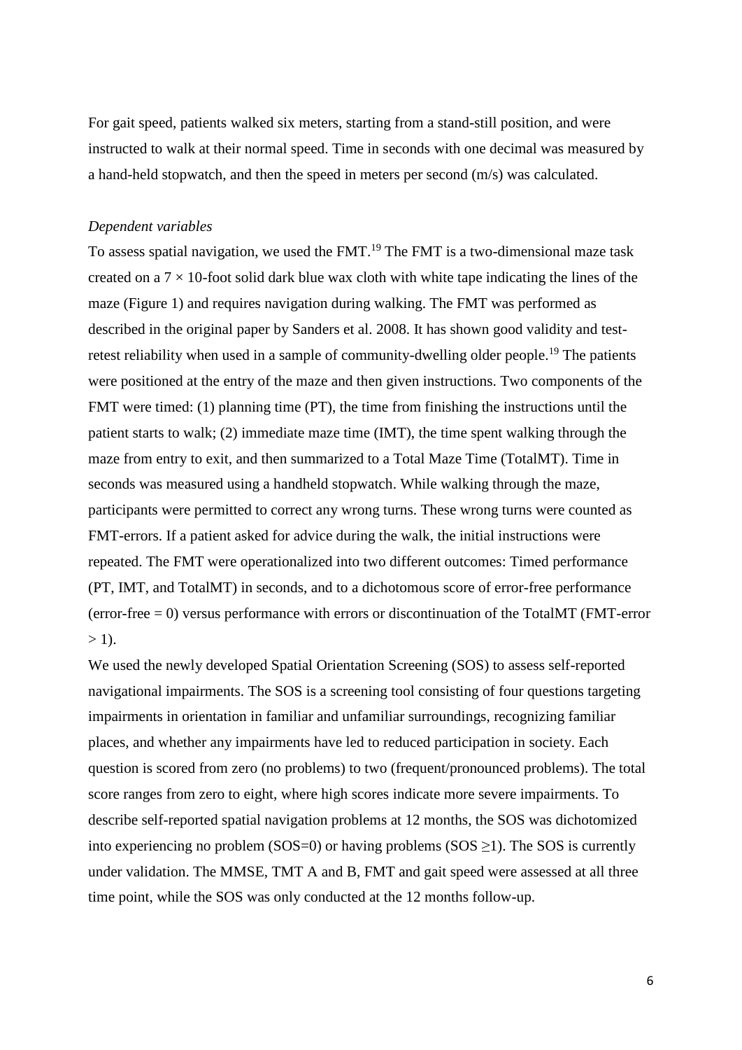For gait speed, patients walked six meters, starting from a stand-still position, and were instructed to walk at their normal speed. Time in seconds with one decimal was measured by a hand-held stopwatch, and then the speed in meters per second (m/s) was calculated.

*Dependent variables*

To assess spatial navigation, we used the FMT.[19] The FMT is a two-dimensional maze task created on a 7 × 10-foot solid dark blue wax cloth with white tape indicating the lines of the maze (Figure 1) and requires navigation during walking. The FMT was performed as described in the original paper by Sanders et al. 2008. It has shown good validity and test-retest reliability when used in a sample of community-dwelling older people.[19] The patients were positioned at the entry of the maze and then given instructions. Two components of the FMT were timed: (1) planning time (PT), the time from finishing the instructions until the patient starts to walk; (2) immediate maze time (IMT), the time spent walking through the maze from entry to exit, and then summarized to a Total Maze Time (TotalMT). Time in seconds was measured using a handheld stopwatch. While walking through the maze, participants were permitted to correct any wrong turns. These wrong turns were counted as FMT-errors. If a patient asked for advice during the walk, the initial instructions were repeated. The FMT were operationalized into two different outcomes: Timed performance (PT, IMT, and TotalMT) in seconds, and to a dichotomous score of error-free performance (error-free = 0) versus performance with errors or discontinuation of the TotalMT (FMT-error > 1).

We used the newly developed Spatial Orientation Screening (SOS) to assess self-reported navigational impairments. The SOS is a screening tool consisting of four questions targeting impairments in orientation in familiar and unfamiliar surroundings, recognizing familiar places, and whether any impairments have led to reduced participation in society. Each question is scored from zero (no problems) to two (frequent/pronounced problems). The total score ranges from zero to eight, where high scores indicate more severe impairments. To describe self-reported spatial navigation problems at 12 months, the SOS was dichotomized into experiencing no problem (SOS=0) or having problems (SOS ≥1). The SOS is currently under validation. The MMSE, TMT A and B, FMT and gait speed were assessed at all three time point, while the SOS was only conducted at the 12 months follow-up.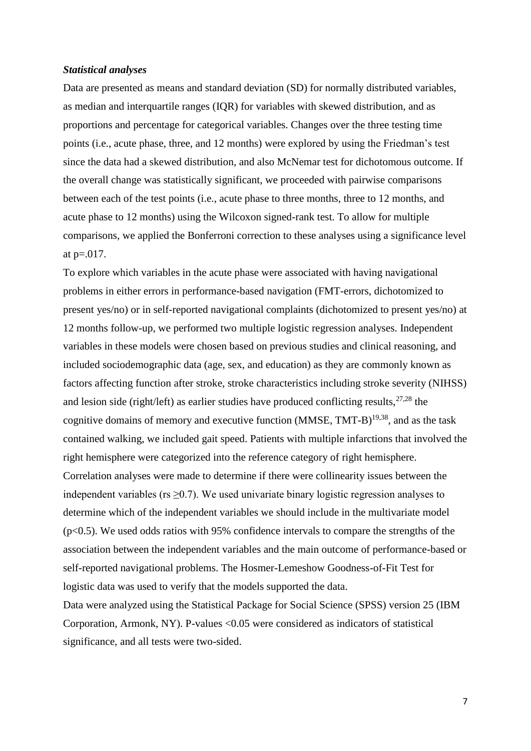### *Statistical analyses*

Data are presented as means and standard deviation (SD) for normally distributed variables, as median and interquartile ranges (IQR) for variables with skewed distribution, and as proportions and percentage for categorical variables. Changes over the three testing time points (i.e., acute phase, three, and 12 months) were explored by using the Friedman's test since the data had a skewed distribution, and also McNemar test for dichotomous outcome. If the overall change was statistically significant, we proceeded with pairwise comparisons between each of the test points (i.e., acute phase to three months, three to 12 months, and acute phase to 12 months) using the Wilcoxon signed-rank test. To allow for multiple comparisons, we applied the Bonferroni correction to these analyses using a significance level at $p=.017$.

To explore which variables in the acute phase were associated with having navigational problems in either errors in performance-based navigation (FMT-errors, dichotomized to present yes/no) or in self-reported navigational complaints (dichotomized to present yes/no) at 12 months follow-up, we performed two multiple logistic regression analyses. Independent variables in these models were chosen based on previous studies and clinical reasoning, and included sociodemographic data (age, sex, and education) as they are commonly known as factors affecting function after stroke, stroke characteristics including stroke severity (NIHSS) and lesion side (right/left) as earlier studies have produced conflicting results,[27,28] the cognitive domains of memory and executive function (MMSE, TMT-B)[19,38], and as the task contained walking, we included gait speed. Patients with multiple infarctions that involved the right hemisphere were categorized into the reference category of right hemisphere. Correlation analyses were made to determine if there were collinearity issues between the independent variables ($r_s \geq 0.7$). We used univariate binary logistic regression analyses to determine which of the independent variables we should include in the multivariate model ($p<0.5$). We used odds ratios with 95% confidence intervals to compare the strengths of the association between the independent variables and the main outcome of performance-based or self-reported navigational problems. The Hosmer-Lemeshow Goodness-of-Fit Test for logistic data was used to verify that the models supported the data.

Data were analyzed using the Statistical Package for Social Science (SPSS) version 25 (IBM Corporation, Armonk, NY). P-values $<0.05$ were considered as indicators of statistical significance, and all tests were two-sided.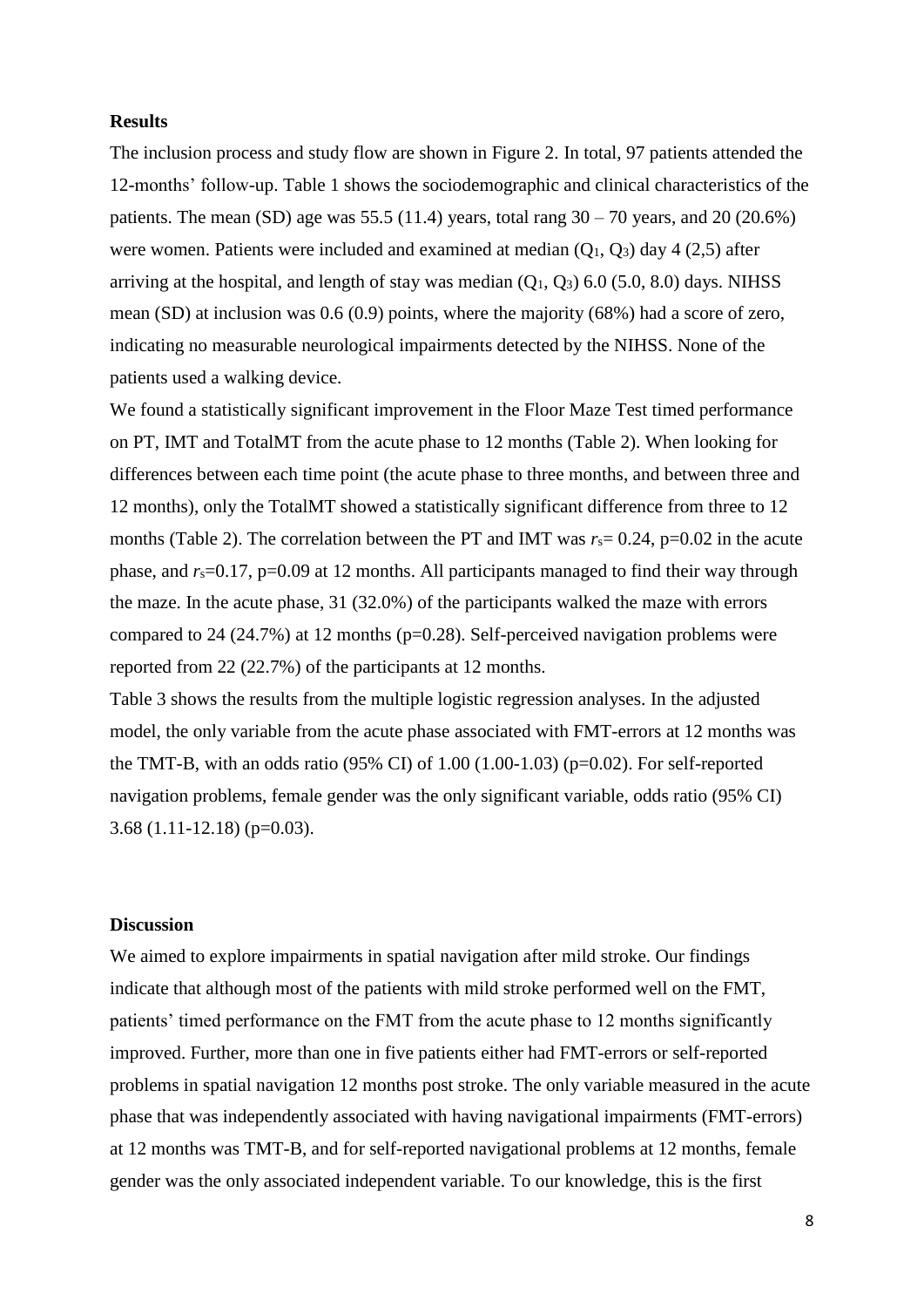**Results**

The inclusion process and study flow are shown in Figure 2. In total, 97 patients attended the 12-months' follow-up. Table 1 shows the sociodemographic and clinical characteristics of the patients. The mean (SD) age was 55.5 (11.4) years, total rang 30 – 70 years, and 20 (20.6%) were women. Patients were included and examined at median ($Q_1$, $Q_3$) day 4 (2,5) after arriving at the hospital, and length of stay was median ($Q_1$, $Q_3$) 6.0 (5.0, 8.0) days. NIHSS mean (SD) at inclusion was 0.6 (0.9) points, where the majority (68%) had a score of zero, indicating no measurable neurological impairments detected by the NIHSS. None of the patients used a walking device.

We found a statistically significant improvement in the Floor Maze Test timed performance on PT, IMT and TotalMT from the acute phase to 12 months (Table 2). When looking for differences between each time point (the acute phase to three months, and between three and 12 months), only the TotalMT showed a statistically significant difference from three to 12 months (Table 2). The correlation between the PT and IMT was $r_s$= 0.24, p=0.02 in the acute phase, and $r_s$=0.17, p=0.09 at 12 months. All participants managed to find their way through the maze. In the acute phase, 31 (32.0%) of the participants walked the maze with errors compared to 24 (24.7%) at 12 months (p=0.28). Self-perceived navigation problems were reported from 22 (22.7%) of the participants at 12 months.

Table 3 shows the results from the multiple logistic regression analyses. In the adjusted model, the only variable from the acute phase associated with FMT-errors at 12 months was the TMT-B, with an odds ratio (95% CI) of 1.00 (1.00-1.03) (p=0.02). For self-reported navigation problems, female gender was the only significant variable, odds ratio (95% CI) 3.68 (1.11-12.18) (p=0.03).

**Discussion**

We aimed to explore impairments in spatial navigation after mild stroke. Our findings indicate that although most of the patients with mild stroke performed well on the FMT, patients' timed performance on the FMT from the acute phase to 12 months significantly improved. Further, more than one in five patients either had FMT-errors or self-reported problems in spatial navigation 12 months post stroke. The only variable measured in the acute phase that was independently associated with having navigational impairments (FMT-errors) at 12 months was TMT-B, and for self-reported navigational problems at 12 months, female gender was the only associated independent variable. To our knowledge, this is the first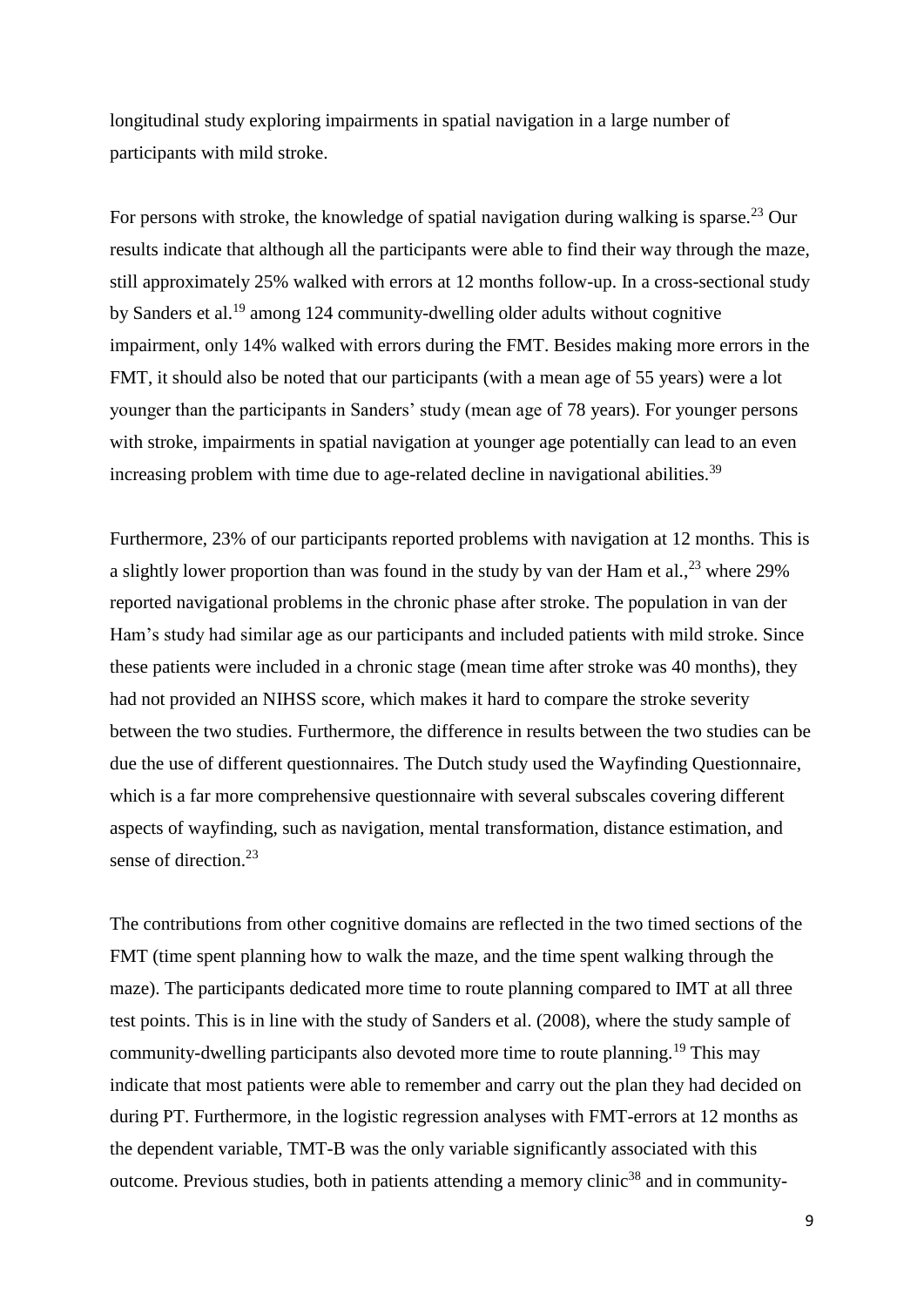longitudinal study exploring impairments in spatial navigation in a large number of participants with mild stroke.

For persons with stroke, the knowledge of spatial navigation during walking is sparse.[23] Our results indicate that although all the participants were able to find their way through the maze, still approximately 25% walked with errors at 12 months follow-up. In a cross-sectional study by Sanders et al.[19] among 124 community-dwelling older adults without cognitive impairment, only 14% walked with errors during the FMT. Besides making more errors in the FMT, it should also be noted that our participants (with a mean age of 55 years) were a lot younger than the participants in Sanders' study (mean age of 78 years). For younger persons with stroke, impairments in spatial navigation at younger age potentially can lead to an even increasing problem with time due to age-related decline in navigational abilities.[39]

Furthermore, 23% of our participants reported problems with navigation at 12 months. This is a slightly lower proportion than was found in the study by van der Ham et al.,[23] where 29% reported navigational problems in the chronic phase after stroke. The population in van der Ham's study had similar age as our participants and included patients with mild stroke. Since these patients were included in a chronic stage (mean time after stroke was 40 months), they had not provided an NIHSS score, which makes it hard to compare the stroke severity between the two studies. Furthermore, the difference in results between the two studies can be due the use of different questionnaires. The Dutch study used the Wayfinding Questionnaire, which is a far more comprehensive questionnaire with several subscales covering different aspects of wayfinding, such as navigation, mental transformation, distance estimation, and sense of direction.[23]

The contributions from other cognitive domains are reflected in the two timed sections of the FMT (time spent planning how to walk the maze, and the time spent walking through the maze). The participants dedicated more time to route planning compared to IMT at all three test points. This is in line with the study of Sanders et al. (2008), where the study sample of community-dwelling participants also devoted more time to route planning.[19] This may indicate that most patients were able to remember and carry out the plan they had decided on during PT. Furthermore, in the logistic regression analyses with FMT-errors at 12 months as the dependent variable, TMT-B was the only variable significantly associated with this outcome. Previous studies, both in patients attending a memory clinic[38] and in community-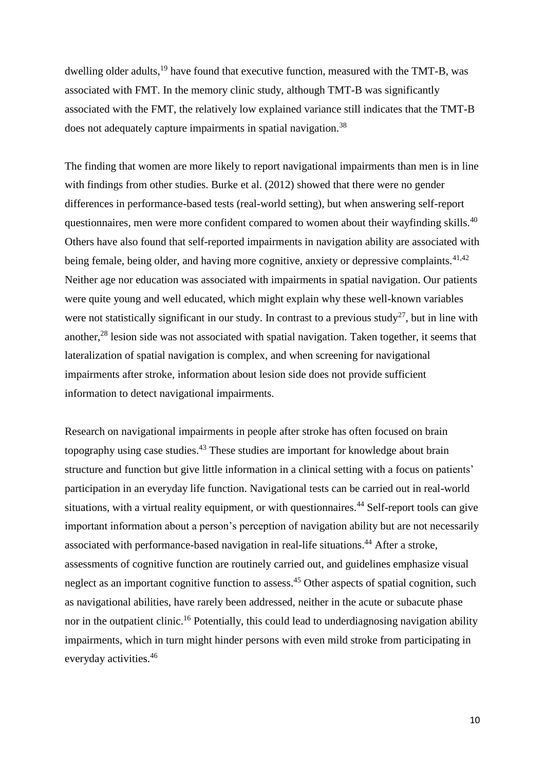dwelling older adults,[19] have found that executive function, measured with the TMT-B, was associated with FMT. In the memory clinic study, although TMT-B was significantly associated with the FMT, the relatively low explained variance still indicates that the TMT-B does not adequately capture impairments in spatial navigation.[38]

The finding that women are more likely to report navigational impairments than men is in line with findings from other studies. Burke et al. (2012) showed that there were no gender differences in performance-based tests (real-world setting), but when answering self-report questionnaires, men were more confident compared to women about their wayfinding skills.[40] Others have also found that self-reported impairments in navigation ability are associated with being female, being older, and having more cognitive, anxiety or depressive complaints.[41,42] Neither age nor education was associated with impairments in spatial navigation. Our patients were quite young and well educated, which might explain why these well-known variables were not statistically significant in our study. In contrast to a previous study[27], but in line with another,[28] lesion side was not associated with spatial navigation. Taken together, it seems that lateralization of spatial navigation is complex, and when screening for navigational impairments after stroke, information about lesion side does not provide sufficient information to detect navigational impairments.

Research on navigational impairments in people after stroke has often focused on brain topography using case studies.[43] These studies are important for knowledge about brain structure and function but give little information in a clinical setting with a focus on patients' participation in an everyday life function. Navigational tests can be carried out in real-world situations, with a virtual reality equipment, or with questionnaires.[44] Self-report tools can give important information about a person's perception of navigation ability but are not necessarily associated with performance-based navigation in real-life situations.[44] After a stroke, assessments of cognitive function are routinely carried out, and guidelines emphasize visual neglect as an important cognitive function to assess.[45] Other aspects of spatial cognition, such as navigational abilities, have rarely been addressed, neither in the acute or subacute phase nor in the outpatient clinic.[16] Potentially, this could lead to underdiagnosing navigation ability impairments, which in turn might hinder persons with even mild stroke from participating in everyday activities.[46]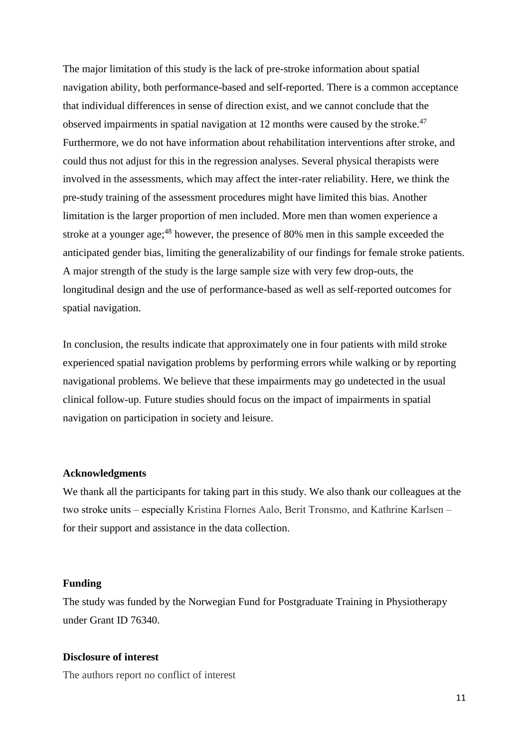The major limitation of this study is the lack of pre-stroke information about spatial navigation ability, both performance-based and self-reported. There is a common acceptance that individual differences in sense of direction exist, and we cannot conclude that the observed impairments in spatial navigation at 12 months were caused by the stroke.[47] Furthermore, we do not have information about rehabilitation interventions after stroke, and could thus not adjust for this in the regression analyses. Several physical therapists were involved in the assessments, which may affect the inter-rater reliability. Here, we think the pre-study training of the assessment procedures might have limited this bias. Another limitation is the larger proportion of men included. More men than women experience a stroke at a younger age;[48] however, the presence of 80% men in this sample exceeded the anticipated gender bias, limiting the generalizability of our findings for female stroke patients. A major strength of the study is the large sample size with very few drop-outs, the longitudinal design and the use of performance-based as well as self-reported outcomes for spatial navigation.

In conclusion, the results indicate that approximately one in four patients with mild stroke experienced spatial navigation problems by performing errors while walking or by reporting navigational problems. We believe that these impairments may go undetected in the usual clinical follow-up. Future studies should focus on the impact of impairments in spatial navigation on participation in society and leisure.

**Acknowledgments**

We thank all the participants for taking part in this study. We also thank our colleagues at the two stroke units – especially Kristina Flornes Aalo, Berit Tronsmo, and Kathrine Karlsen – for their support and assistance in the data collection.

**Funding**

The study was funded by the Norwegian Fund for Postgraduate Training in Physiotherapy under Grant ID 76340.

**Disclosure of interest**

The authors report no conflict of interest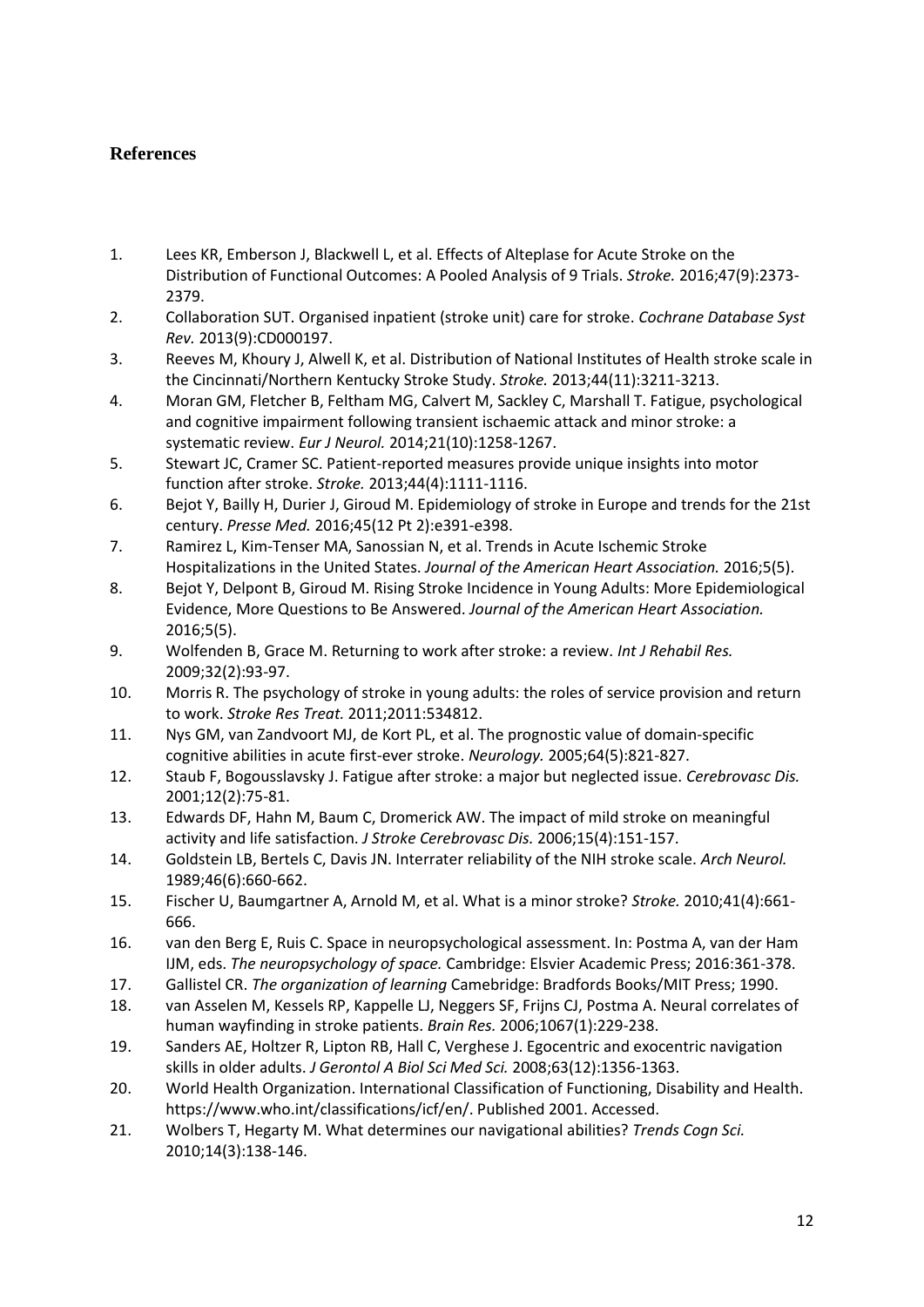## References

1. Lees KR, Emberson J, Blackwell L, et al. Effects of Alteplase for Acute Stroke on the Distribution of Functional Outcomes: A Pooled Analysis of 9 Trials. *Stroke.* 2016;47(9):2373-2379.
2. Collaboration SUT. Organised inpatient (stroke unit) care for stroke. *Cochrane Database Syst Rev.* 2013(9):CD000197.
3. Reeves M, Khoury J, Alwell K, et al. Distribution of National Institutes of Health stroke scale in the Cincinnati/Northern Kentucky Stroke Study. *Stroke.* 2013;44(11):3211-3213.
4. Moran GM, Fletcher B, Feltham MG, Calvert M, Sackley C, Marshall T. Fatigue, psychological and cognitive impairment following transient ischaemic attack and minor stroke: a systematic review. *Eur J Neurol.* 2014;21(10):1258-1267.
5. Stewart JC, Cramer SC. Patient-reported measures provide unique insights into motor function after stroke. *Stroke.* 2013;44(4):1111-1116.
6. Bejot Y, Bailly H, Durier J, Giroud M. Epidemiology of stroke in Europe and trends for the 21st century. *Presse Med.* 2016;45(12 Pt 2):e391-e398.
7. Ramirez L, Kim-Tenser MA, Sanossian N, et al. Trends in Acute Ischemic Stroke Hospitalizations in the United States. *Journal of the American Heart Association.* 2016;5(5).
8. Bejot Y, Delpont B, Giroud M. Rising Stroke Incidence in Young Adults: More Epidemiological Evidence, More Questions to Be Answered. *Journal of the American Heart Association.* 2016;5(5).
9. Wolfenden B, Grace M. Returning to work after stroke: a review. *Int J Rehabil Res.* 2009;32(2):93-97.
10. Morris R. The psychology of stroke in young adults: the roles of service provision and return to work. *Stroke Res Treat.* 2011;2011:534812.
11. Nys GM, van Zandvoort MJ, de Kort PL, et al. The prognostic value of domain-specific cognitive abilities in acute first-ever stroke. *Neurology.* 2005;64(5):821-827.
12. Staub F, Bogousslavsky J. Fatigue after stroke: a major but neglected issue. *Cerebrovasc Dis.* 2001;12(2):75-81.
13. Edwards DF, Hahn M, Baum C, Dromerick AW. The impact of mild stroke on meaningful activity and life satisfaction. *J Stroke Cerebrovasc Dis.* 2006;15(4):151-157.
14. Goldstein LB, Bertels C, Davis JN. Interrater reliability of the NIH stroke scale. *Arch Neurol.* 1989;46(6):660-662.
15. Fischer U, Baumgartner A, Arnold M, et al. What is a minor stroke? *Stroke.* 2010;41(4):661-666.
16. van den Berg E, Ruis C. Space in neuropsychological assessment. In: Postma A, van der Ham IJM, eds. *The neuropsychology of space.* Cambridge: Elsvier Academic Press; 2016:361-378.
17. Gallistel CR. *The organization of learning* Camebridge: Bradfords Books/MIT Press; 1990.
18. van Asselen M, Kessels RP, Kappelle LJ, Neggers SF, Frijns CJ, Postma A. Neural correlates of human wayfinding in stroke patients. *Brain Res.* 2006;1067(1):229-238.
19. Sanders AE, Holtzer R, Lipton RB, Hall C, Verghese J. Egocentric and exocentric navigation skills in older adults. *J Gerontol A Biol Sci Med Sci.* 2008;63(12):1356-1363.
20. World Health Organization. International Classification of Functioning, Disability and Health. https://www.who.int/classifications/icf/en/. Published 2001. Accessed.
21. Wolbers T, Hegarty M. What determines our navigational abilities? *Trends Cogn Sci.* 2010;14(3):138-146.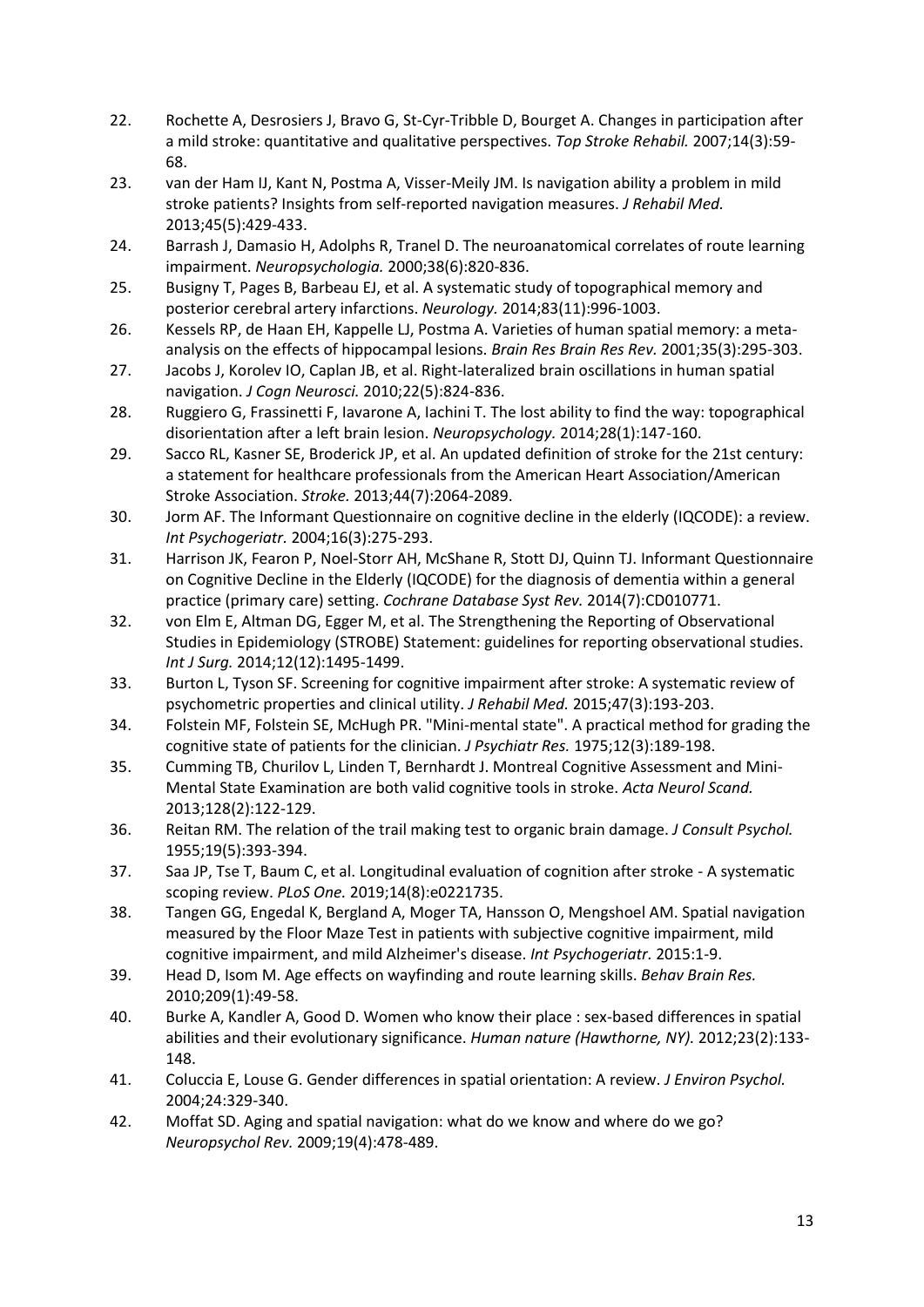22. Rochette A, Desrosiers J, Bravo G, St-Cyr-Tribble D, Bourget A. Changes in participation after a mild stroke: quantitative and qualitative perspectives. *Top Stroke Rehabil.* 2007;14(3):59-68.
23. van der Ham IJ, Kant N, Postma A, Visser-Meily JM. Is navigation ability a problem in mild stroke patients? Insights from self-reported navigation measures. *J Rehabil Med.* 2013;45(5):429-433.
24. Barrash J, Damasio H, Adolphs R, Tranel D. The neuroanatomical correlates of route learning impairment. *Neuropsychologia.* 2000;38(6):820-836.
25. Busigny T, Pages B, Barbeau EJ, et al. A systematic study of topographical memory and posterior cerebral artery infarctions. *Neurology.* 2014;83(11):996-1003.
26. Kessels RP, de Haan EH, Kappelle LJ, Postma A. Varieties of human spatial memory: a meta-analysis on the effects of hippocampal lesions. *Brain Res Brain Res Rev.* 2001;35(3):295-303.
27. Jacobs J, Korolev IO, Caplan JB, et al. Right-lateralized brain oscillations in human spatial navigation. *J Cogn Neurosci.* 2010;22(5):824-836.
28. Ruggiero G, Frassinetti F, Iavarone A, Iachini T. The lost ability to find the way: topographical disorientation after a left brain lesion. *Neuropsychology.* 2014;28(1):147-160.
29. Sacco RL, Kasner SE, Broderick JP, et al. An updated definition of stroke for the 21st century: a statement for healthcare professionals from the American Heart Association/American Stroke Association. *Stroke.* 2013;44(7):2064-2089.
30. Jorm AF. The Informant Questionnaire on cognitive decline in the elderly (IQCODE): a review. *Int Psychogeriatr.* 2004;16(3):275-293.
31. Harrison JK, Fearon P, Noel-Storr AH, McShane R, Stott DJ, Quinn TJ. Informant Questionnaire on Cognitive Decline in the Elderly (IQCODE) for the diagnosis of dementia within a general practice (primary care) setting. *Cochrane Database Syst Rev.* 2014(7):CD010771.
32. von Elm E, Altman DG, Egger M, et al. The Strengthening the Reporting of Observational Studies in Epidemiology (STROBE) Statement: guidelines for reporting observational studies. *Int J Surg.* 2014;12(12):1495-1499.
33. Burton L, Tyson SF. Screening for cognitive impairment after stroke: A systematic review of psychometric properties and clinical utility. *J Rehabil Med.* 2015;47(3):193-203.
34. Folstein MF, Folstein SE, McHugh PR. "Mini-mental state". A practical method for grading the cognitive state of patients for the clinician. *J Psychiatr Res.* 1975;12(3):189-198.
35. Cumming TB, Churilov L, Linden T, Bernhardt J. Montreal Cognitive Assessment and Mini-Mental State Examination are both valid cognitive tools in stroke. *Acta Neurol Scand.* 2013;128(2):122-129.
36. Reitan RM. The relation of the trail making test to organic brain damage. *J Consult Psychol.* 1955;19(5):393-394.
37. Saa JP, Tse T, Baum C, et al. Longitudinal evaluation of cognition after stroke - A systematic scoping review. *PLoS One.* 2019;14(8):e0221735.
38. Tangen GG, Engedal K, Bergland A, Moger TA, Hansson O, Mengshoel AM. Spatial navigation measured by the Floor Maze Test in patients with subjective cognitive impairment, mild cognitive impairment, and mild Alzheimer's disease. *Int Psychogeriatr.* 2015:1-9.
39. Head D, Isom M. Age effects on wayfinding and route learning skills. *Behav Brain Res.* 2010;209(1):49-58.
40. Burke A, Kandler A, Good D. Women who know their place : sex-based differences in spatial abilities and their evolutionary significance. *Human nature (Hawthorne, NY).* 2012;23(2):133-148.
41. Coluccia E, Louse G. Gender differences in spatial orientation: A review. *J Environ Psychol.* 2004;24:329-340.
42. Moffat SD. Aging and spatial navigation: what do we know and where do we go? *Neuropsychol Rev.* 2009;19(4):478-489.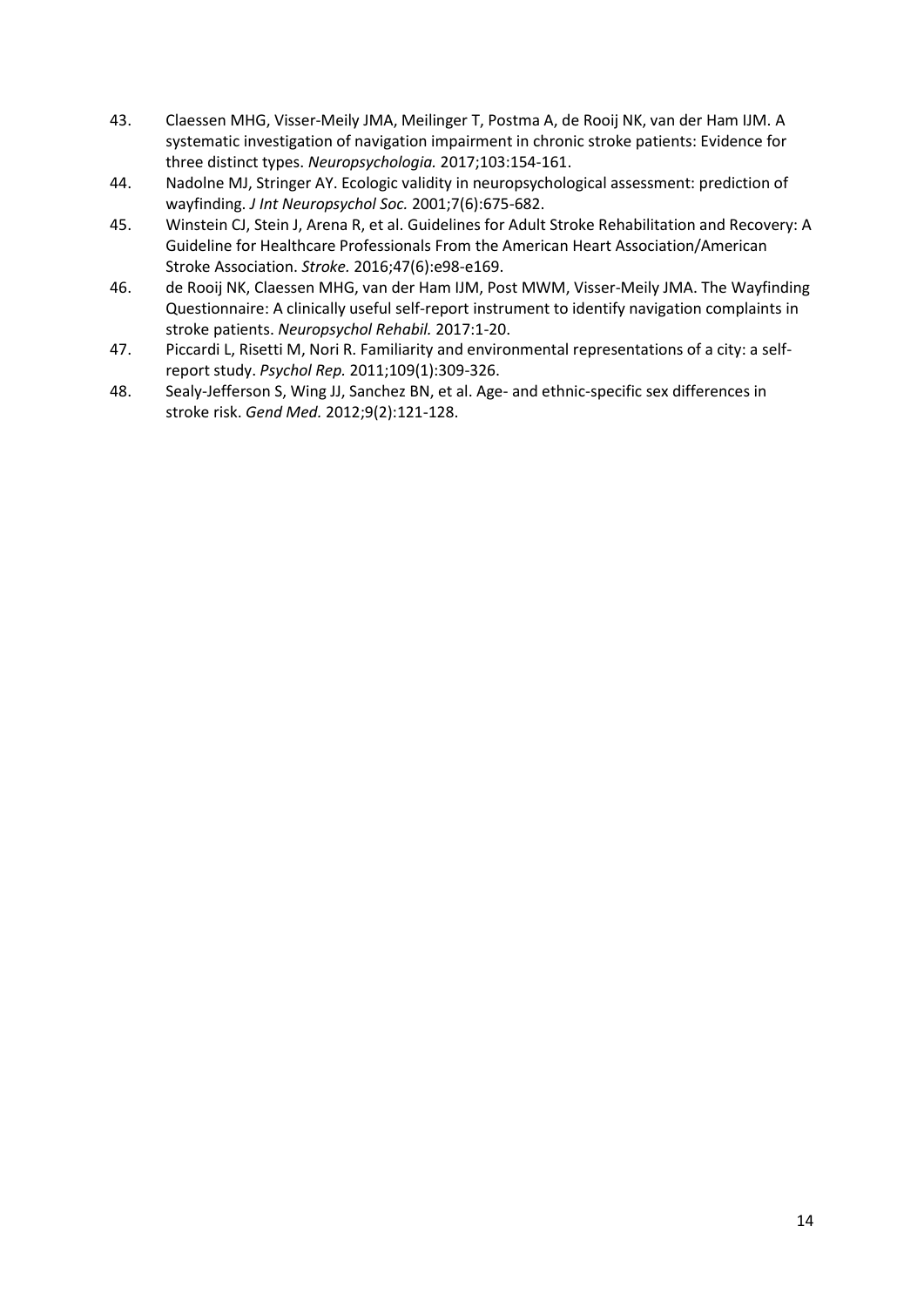43. Claessen MHG, Visser-Meily JMA, Meilinger T, Postma A, de Rooij NK, van der Ham IJM. A systematic investigation of navigation impairment in chronic stroke patients: Evidence for three distinct types. *Neuropsychologia.* 2017;103:154-161.
44. Nadolne MJ, Stringer AY. Ecologic validity in neuropsychological assessment: prediction of wayfinding. *J Int Neuropsychol Soc.* 2001;7(6):675-682.
45. Winstein CJ, Stein J, Arena R, et al. Guidelines for Adult Stroke Rehabilitation and Recovery: A Guideline for Healthcare Professionals From the American Heart Association/American Stroke Association. *Stroke.* 2016;47(6):e98-e169.
46. de Rooij NK, Claessen MHG, van der Ham IJM, Post MWM, Visser-Meily JMA. The Wayfinding Questionnaire: A clinically useful self-report instrument to identify navigation complaints in stroke patients. *Neuropsychol Rehabil.* 2017:1-20.
47. Piccardi L, Risetti M, Nori R. Familiarity and environmental representations of a city: a self-report study. *Psychol Rep.* 2011;109(1):309-326.
48. Sealy-Jefferson S, Wing JJ, Sanchez BN, et al. Age- and ethnic-specific sex differences in stroke risk. *Gend Med.* 2012;9(2):121-128.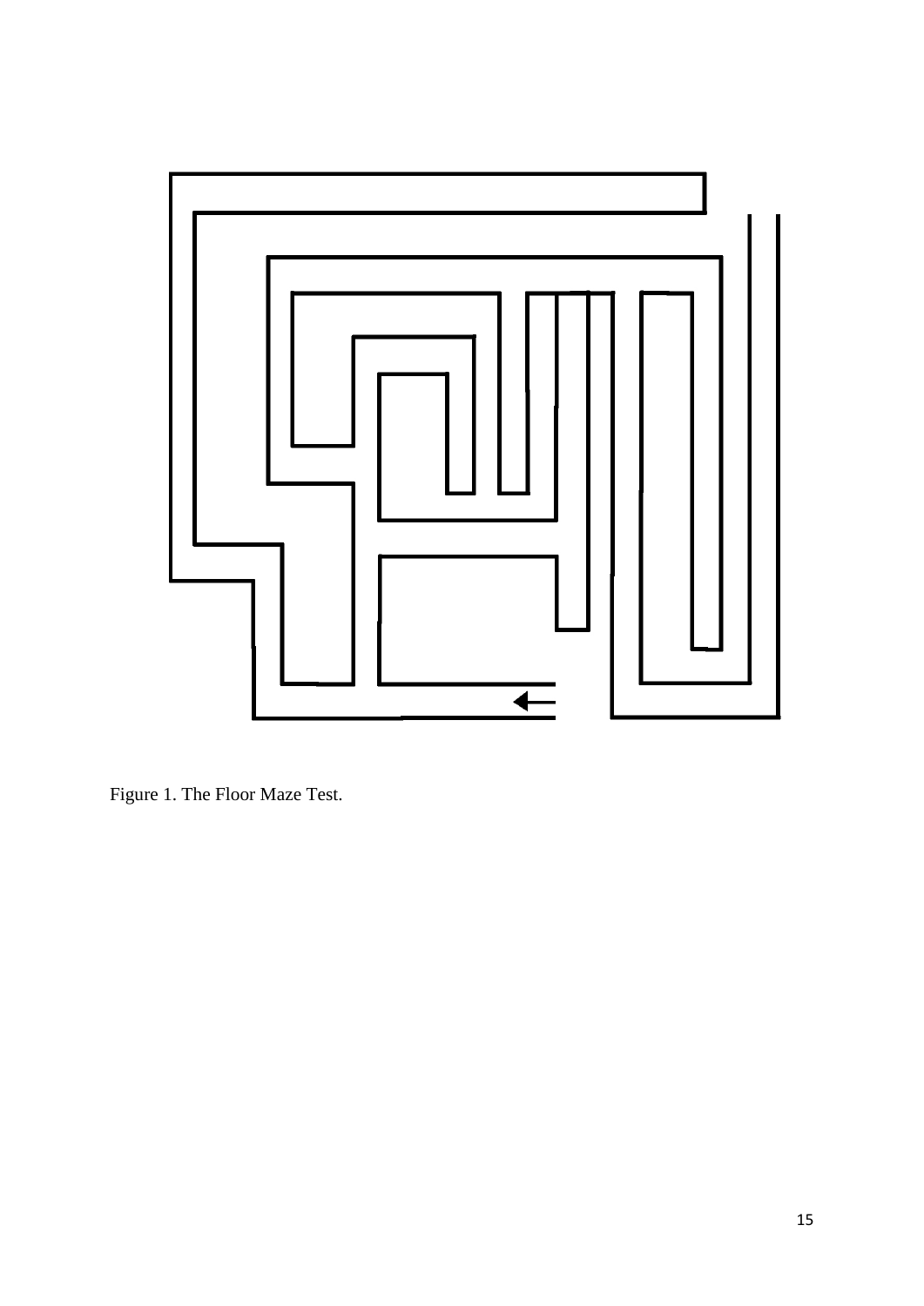Figure 1. The Floor Maze Test.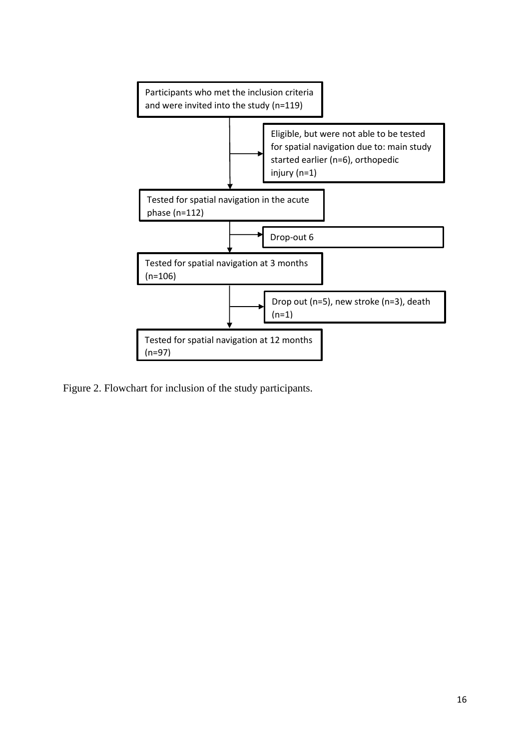Participants who met the inclusion criteria and were invited into the study (n=119)

Eligible, but were not able to be tested for spatial navigation due to: main study started earlier (n=6), orthopedic injury (n=1)

Tested for spatial navigation in the acute phase (n=112)

Drop-out 6

Tested for spatial navigation at 3 months (n=106)

Drop out (n=5), new stroke (n=3), death (n=1)

Tested for spatial navigation at 12 months (n=97)

Figure 2. Flowchart for inclusion of the study participants.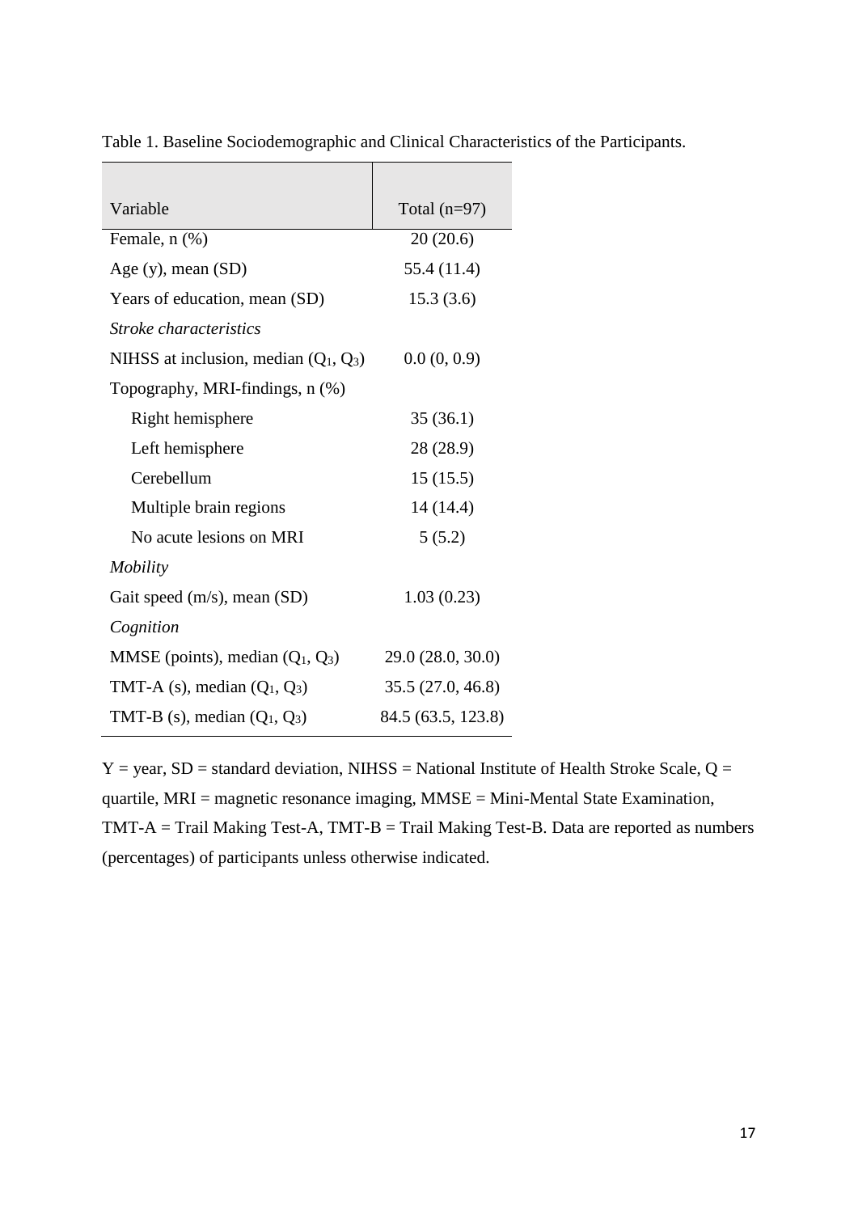Table 1. Baseline Sociodemographic and Clinical Characteristics of the Participants.

| Variable | Total (n=97) |
|---|---|
| Female, n (%) | 20 (20.6) |
| Age (y), mean (SD) | 55.4 (11.4) |
| Years of education, mean (SD) | 15.3 (3.6) |
| *Stroke characteristics* | |
| NIHSS at inclusion, median ($Q_1$, $Q_3$) | 0.0 (0, 0.9) |
| Topography, MRI-findings, n (%) | |
| Right hemisphere | 35 (36.1) |
| Left hemisphere | 28 (28.9) |
| Cerebellum | 15 (15.5) |
| Multiple brain regions | 14 (14.4) |
| No acute lesions on MRI | 5 (5.2) |
| *Mobility* | |
| Gait speed (m/s), mean (SD) | 1.03 (0.23) |
| *Cognition* | |
| MMSE (points), median ($Q_1$, $Q_3$) | 29.0 (28.0, 30.0) |
| TMT-A (s), median ($Q_1$, $Q_3$) | 35.5 (27.0, 46.8) |
| TMT-B (s), median ($Q_1$, $Q_3$) | 84.5 (63.5, 123.8) |

Y = year, SD = standard deviation, NIHSS = National Institute of Health Stroke Scale, Q = quartile, MRI = magnetic resonance imaging, MMSE = Mini-Mental State Examination, TMT-A = Trail Making Test-A, TMT-B = Trail Making Test-B. Data are reported as numbers (percentages) of participants unless otherwise indicated.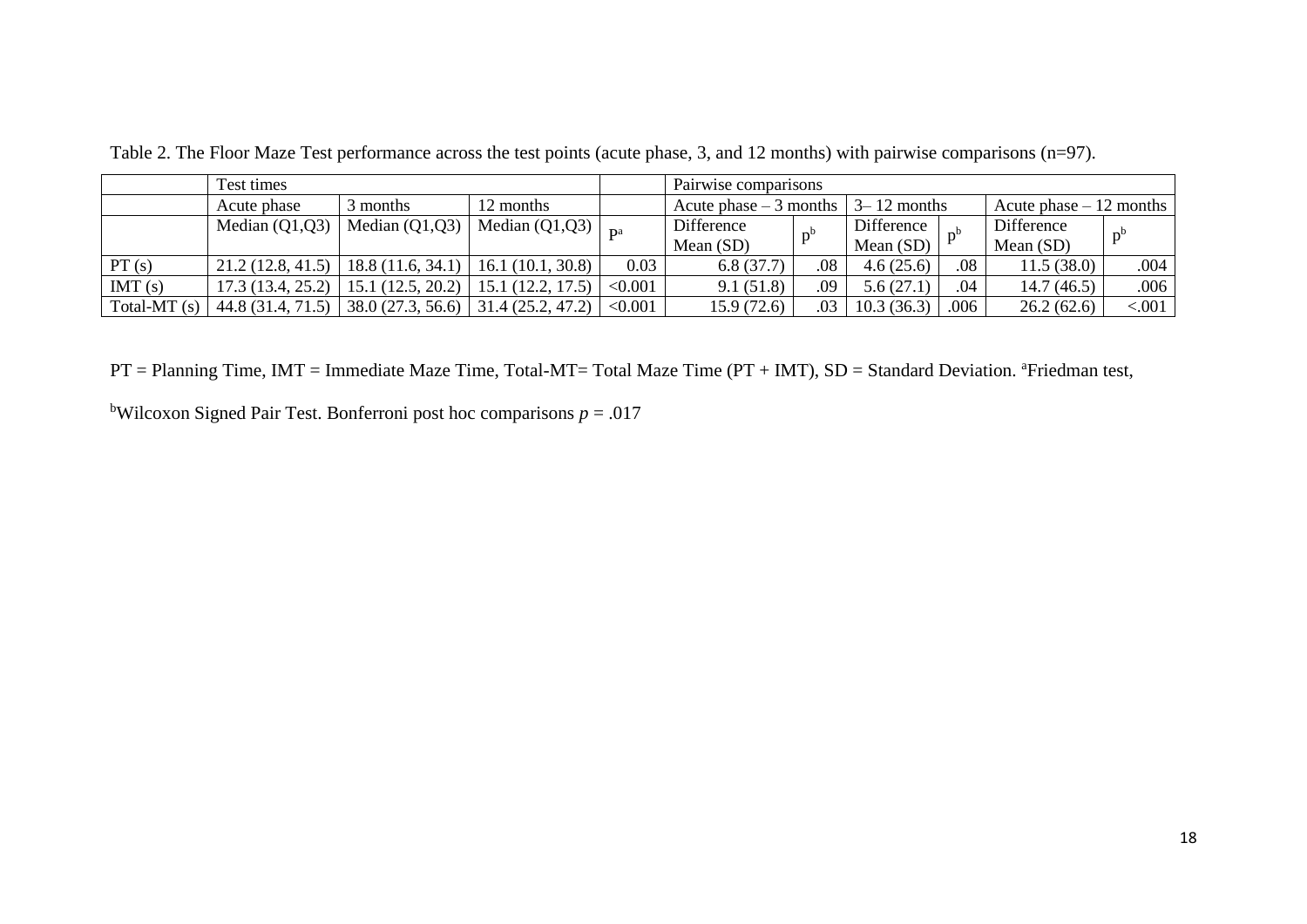Table 2. The Floor Maze Test performance across the test points (acute phase, 3, and 12 months) with pairwise comparisons (n=97).

| | Test times | | | | Pairwise comparisons | | | | | |
|---|---|---|---|---|---|---|---|---|---|---|
| | Acute phase | 3 months | 12 months | | Acute phase – 3 months | | 3– 12 months | | Acute phase – 12 months | |
| | Median (Q1,Q3) | Median (Q1,Q3) | Median (Q1,Q3) | P[a] | Difference Mean (SD) | p[b] | Difference Mean (SD) | p[b] | Difference Mean (SD) | p[b] |
| PT (s) | 21.2 (12.8, 41.5) | 18.8 (11.6, 34.1) | 16.1 (10.1, 30.8) | 0.03 | 6.8 (37.7) | .08 | 4.6 (25.6) | .08 | 11.5 (38.0) | .004 |
| IMT (s) | 17.3 (13.4, 25.2) | 15.1 (12.5, 20.2) | 15.1 (12.2, 17.5) | <0.001 | 9.1 (51.8) | .09 | 5.6 (27.1) | .04 | 14.7 (46.5) | .006 |
| Total-MT (s) | 44.8 (31.4, 71.5) | 38.0 (27.3, 56.6) | 31.4 (25.2, 47.2) | <0.001 | 15.9 (72.6) | .03 | 10.3 (36.3) | .006 | 26.2 (62.6) | <.001 |

PT = Planning Time, IMT = Immediate Maze Time, Total-MT= Total Maze Time (PT + IMT), SD = Standard Deviation. [a]Friedman test,

[b]Wilcoxon Signed Pair Test. Bonferroni post hoc comparisons $p = .017$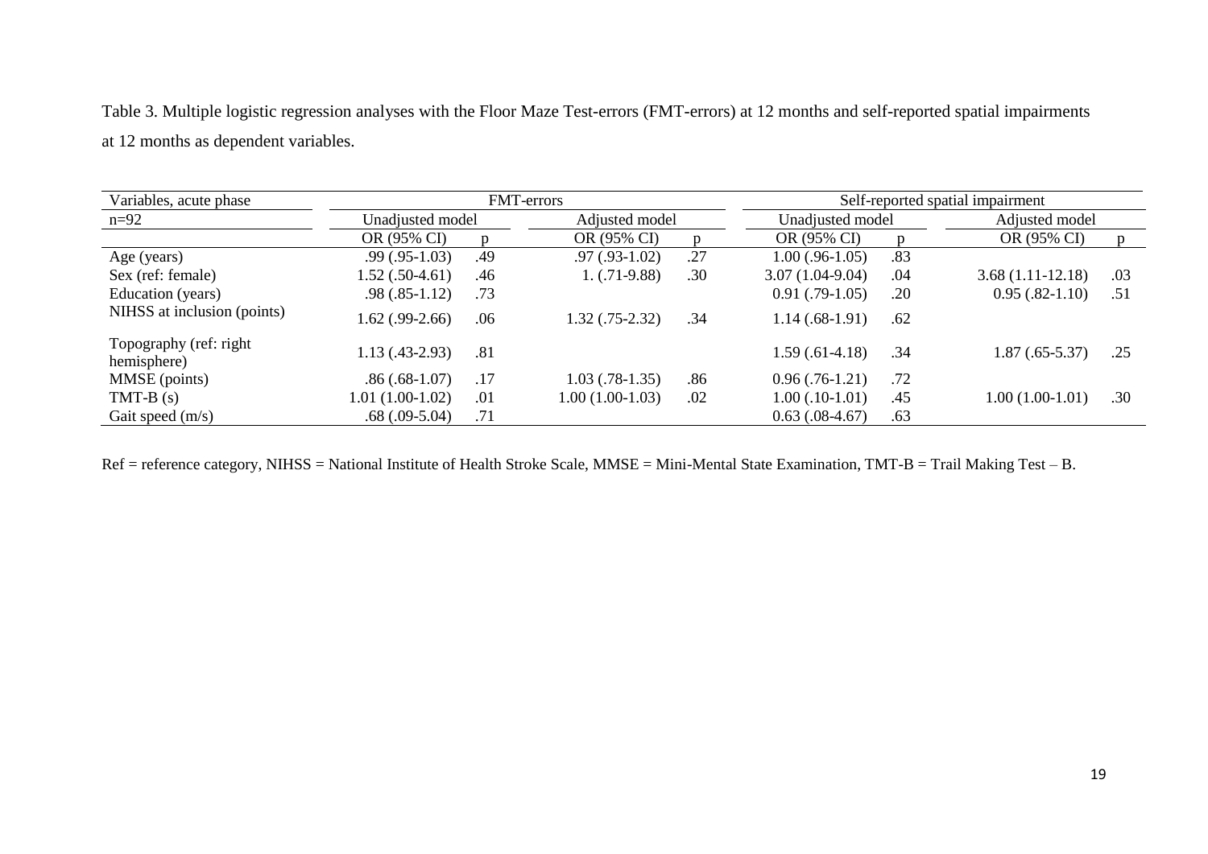Table 3. Multiple logistic regression analyses with the Floor Maze Test-errors (FMT-errors) at 12 months and self-reported spatial impairments at 12 months as dependent variables.

| Variables, acute phase | FMT-errors | | | | Self-reported spatial impairment | | | |
|---|---|---|---|---|---|---|---|---|
| n=92 | Unadjusted model | | Adjusted model | | Unadjusted model | | Adjusted model | |
| | OR (95% CI) | p | OR (95% CI) | p | OR (95% CI) | p | OR (95% CI) | p |
| Age (years) | .99 (.95-1.03) | .49 | .97 (.93-1.02) | .27 | 1.00 (.96-1.05) | .83 | | |
| Sex (ref: female) | 1.52 (.50-4.61) | .46 | 1. (.71-9.88) | .30 | 3.07 (1.04-9.04) | .04 | 3.68 (1.11-12.18) | .03 |
| Education (years) | .98 (.85-1.12) | .73 | | | 0.91 (.79-1.05) | .20 | 0.95 (.82-1.10) | .51 |
| NIHSS at inclusion (points) | 1.62 (.99-2.66) | .06 | 1.32 (.75-2.32) | .34 | 1.14 (.68-1.91) | .62 | | |
| Topography (ref: right hemisphere) | 1.13 (.43-2.93) | .81 | | | 1.59 (.61-4.18) | .34 | 1.87 (.65-5.37) | .25 |
| MMSE (points) | .86 (.68-1.07) | .17 | 1.03 (.78-1.35) | .86 | 0.96 (.76-1.21) | .72 | | |
| TMT-B (s) | 1.01 (1.00-1.02) | .01 | 1.00 (1.00-1.03) | .02 | 1.00 (.10-1.01) | .45 | 1.00 (1.00-1.01) | .30 |
| Gait speed (m/s) | .68 (.09-5.04) | .71 | | | 0.63 (.08-4.67) | .63 | | |

Ref = reference category, NIHSS = National Institute of Health Stroke Scale, MMSE = Mini-Mental State Examination, TMT-B = Trail Making Test – B.